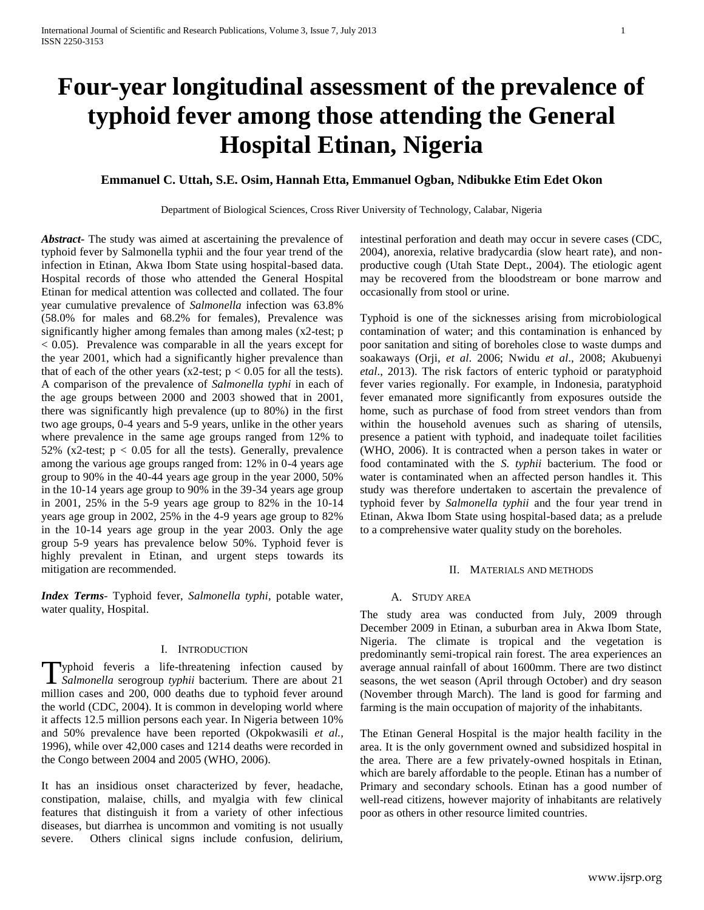# Four-year longitudinal assessment of the prevalence of typhoid fever among those attending the General Hospital Etinan, Nigeria

**Emmanuel C. Uttah, S.E. Osim, Hannah Etta, Emmanuel Ogban, Ndibukke Etim Edet Okon**

Department of Biological Sciences, Cross River University of Technology, Calabar, Nigeria

***Abstract-*** The study was aimed at ascertaining the prevalence of typhoid fever by Salmonella typhii and the four year trend of the infection in Etinan, Akwa Ibom State using hospital-based data. Hospital records of those who attended the General Hospital Etinan for medical attention was collected and collated. The four year cumulative prevalence of *Salmonella* infection was 63.8% (58.0% for males and 68.2% for females), Prevalence was significantly higher among females than among males (x2-test; $p < 0.05$). Prevalence was comparable in all the years except for the year 2001, which had a significantly higher prevalence than that of each of the other years (x2-test; $p < 0.05$ for all the tests). A comparison of the prevalence of *Salmonella typhi* in each of the age groups between 2000 and 2003 showed that in 2001, there was significantly high prevalence (up to 80%) in the first two age groups, 0-4 years and 5-9 years, unlike in the other years where prevalence in the same age groups ranged from 12% to 52% (x2-test; $p < 0.05$ for all the tests). Generally, prevalence among the various age groups ranged from: 12% in 0-4 years age group to 90% in the 40-44 years age group in the year 2000, 50% in the 10-14 years age group to 90% in the 39-34 years age group in 2001, 25% in the 5-9 years age group to 82% in the 10-14 years age group in 2002, 25% in the 4-9 years age group to 82% in the 10-14 years age group in the year 2003. Only the age group 5-9 years has prevalence below 50%. Typhoid fever is highly prevalent in Etinan, and urgent steps towards its mitigation are recommended.

***Index Terms-*** Typhoid fever, *Salmonella typhi*, potable water, water quality, Hospital.

## I. Introduction

Typhoid feveris a life-threatening infection caused by *Salmonella* serogroup *typhii* bacterium. There are about 21 million cases and 200, 000 deaths due to typhoid fever around the world (CDC, 2004). It is common in developing world where it affects 12.5 million persons each year. In Nigeria between 10% and 50% prevalence have been reported (Okpokwasili *et al.*, 1996), while over 42,000 cases and 1214 deaths were recorded in the Congo between 2004 and 2005 (WHO, 2006).

It has an insidious onset characterized by fever, headache, constipation, malaise, chills, and myalgia with few clinical features that distinguish it from a variety of other infectious diseases, but diarrhea is uncommon and vomiting is not usually severe. Others clinical signs include confusion, delirium, intestinal perforation and death may occur in severe cases (CDC, 2004), anorexia, relative bradycardia (slow heart rate), and non-productive cough (Utah State Dept., 2004). The etiologic agent may be recovered from the bloodstream or bone marrow and occasionally from stool or urine.

Typhoid is one of the sicknesses arising from microbiological contamination of water; and this contamination is enhanced by poor sanitation and siting of boreholes close to waste dumps and soakaways (Orji, *et al*. 2006; Nwidu *et al*., 2008; Akubuenyi *etal*., 2013). The risk factors of enteric typhoid or paratyphoid fever varies regionally. For example, in Indonesia, paratyphoid fever emanated more significantly from exposures outside the home, such as purchase of food from street vendors than from within the household avenues such as sharing of utensils, presence a patient with typhoid, and inadequate toilet facilities (WHO, 2006). It is contracted when a person takes in water or food contaminated with the *S. typhii* bacterium. The food or water is contaminated when an affected person handles it. This study was therefore undertaken to ascertain the prevalence of typhoid fever by *Salmonella typhii* and the four year trend in Etinan, Akwa Ibom State using hospital-based data; as a prelude to a comprehensive water quality study on the boreholes.

## II. Materials and methods

### A. Study area

The study area was conducted from July, 2009 through December 2009 in Etinan, a suburban area in Akwa Ibom State, Nigeria. The climate is tropical and the vegetation is predominantly semi-tropical rain forest. The area experiences an average annual rainfall of about 1600mm. There are two distinct seasons, the wet season (April through October) and dry season (November through March). The land is good for farming and farming is the main occupation of majority of the inhabitants.

The Etinan General Hospital is the major health facility in the area. It is the only government owned and subsidized hospital in the area. There are a few privately-owned hospitals in Etinan, which are barely affordable to the people. Etinan has a number of Primary and secondary schools. Etinan has a good number of well-read citizens, however majority of inhabitants are relatively poor as others in other resource limited countries.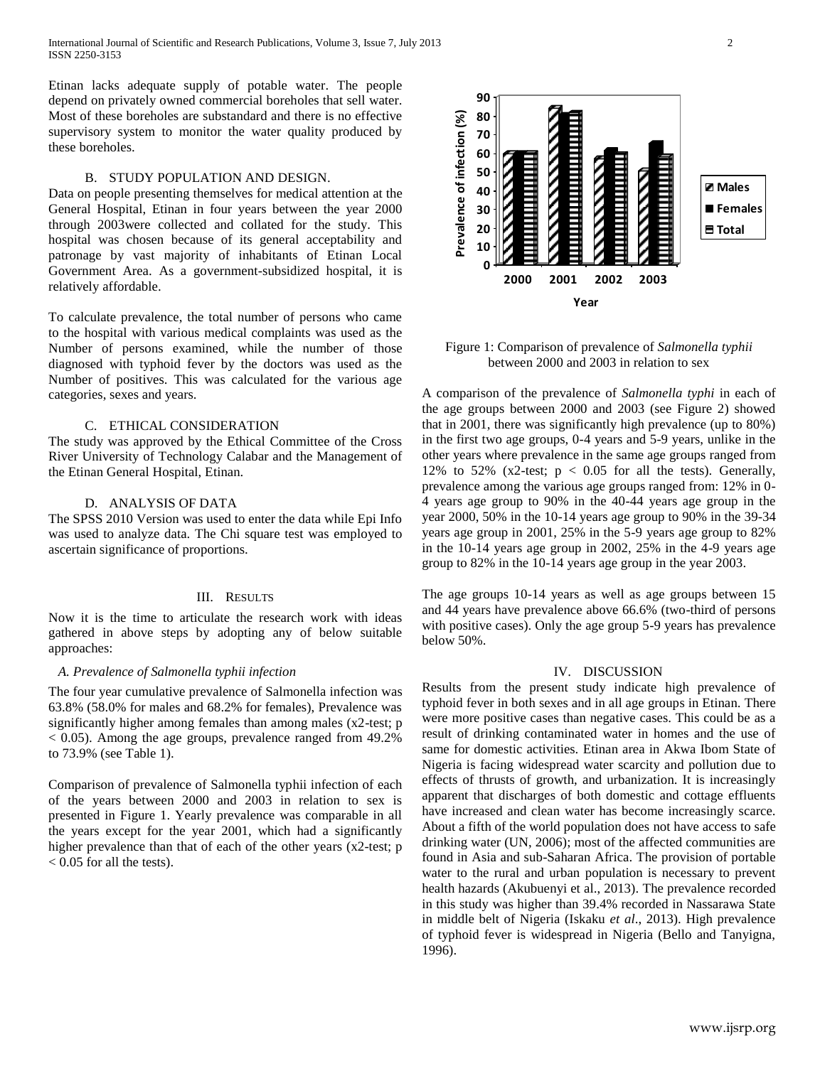Etinan lacks adequate supply of potable water. The people depend on privately owned commercial boreholes that sell water. Most of these boreholes are substandard and there is no effective supervisory system to monitor the water quality produced by these boreholes.

### B. STUDY POPULATION AND DESIGN.

Data on people presenting themselves for medical attention at the General Hospital, Etinan in four years between the year 2000 through 2003were collected and collated for the study. This hospital was chosen because of its general acceptability and patronage by vast majority of inhabitants of Etinan Local Government Area. As a government-subsidized hospital, it is relatively affordable.

To calculate prevalence, the total number of persons who came to the hospital with various medical complaints was used as the Number of persons examined, while the number of those diagnosed with typhoid fever by the doctors was used as the Number of positives. This was calculated for the various age categories, sexes and years.

### C. ETHICAL CONSIDERATION

The study was approved by the Ethical Committee of the Cross River University of Technology Calabar and the Management of the Etinan General Hospital, Etinan.

### D. ANALYSIS OF DATA

The SPSS 2010 Version was used to enter the data while Epi Info was used to analyze data. The Chi square test was employed to ascertain significance of proportions.

## III. RESULTS

Now it is the time to articulate the research work with ideas gathered in above steps by adopting any of below suitable approaches:

### *A. Prevalence of Salmonella typhii infection*

The four year cumulative prevalence of Salmonella infection was 63.8% (58.0% for males and 68.2% for females), Prevalence was significantly higher among females than among males (x2-test; $p < 0.05$). Among the age groups, prevalence ranged from 49.2% to 73.9% (see Table 1).

Comparison of prevalence of Salmonella typhii infection of each of the years between 2000 and 2003 in relation to sex is presented in Figure 1. Yearly prevalence was comparable in all the years except for the year 2001, which had a significantly higher prevalence than that of each of the other years (x2-test; $p < 0.05$ for all the tests).

Figure 1: Comparison of prevalence of *Salmonella typhii* between 2000 and 2003 in relation to sex

A comparison of the prevalence of *Salmonella typhi* in each of the age groups between 2000 and 2003 (see Figure 2) showed that in 2001, there was significantly high prevalence (up to 80%) in the first two age groups, 0-4 years and 5-9 years, unlike in the other years where prevalence in the same age groups ranged from 12% to 52% (x2-test; $p < 0.05$ for all the tests). Generally, prevalence among the various age groups ranged from: 12% in 0-4 years age group to 90% in the 40-44 years age group in the year 2000, 50% in the 10-14 years age group to 90% in the 39-34 years age group in 2001, 25% in the 5-9 years age group to 82% in the 10-14 years age group in 2002, 25% in the 4-9 years age group to 82% in the 10-14 years age group in the year 2003.

The age groups 10-14 years as well as age groups between 15 and 44 years have prevalence above 66.6% (two-third of persons with positive cases). Only the age group 5-9 years has prevalence below 50%.

## IV. DISCUSSION

Results from the present study indicate high prevalence of typhoid fever in both sexes and in all age groups in Etinan. There were more positive cases than negative cases. This could be as a result of drinking contaminated water in homes and the use of same for domestic activities. Etinan area in Akwa Ibom State of Nigeria is facing widespread water scarcity and pollution due to effects of thrusts of growth, and urbanization. It is increasingly apparent that discharges of both domestic and cottage effluents have increased and clean water has become increasingly scarce. About a fifth of the world population does not have access to safe drinking water (UN, 2006); most of the affected communities are found in Asia and sub-Saharan Africa. The provision of portable water to the rural and urban population is necessary to prevent health hazards (Akubuenyi et al., 2013). The prevalence recorded in this study was higher than 39.4% recorded in Nassarawa State in middle belt of Nigeria (Iskaku *et al*., 2013). High prevalence of typhoid fever is widespread in Nigeria (Bello and Tanyigna, 1996).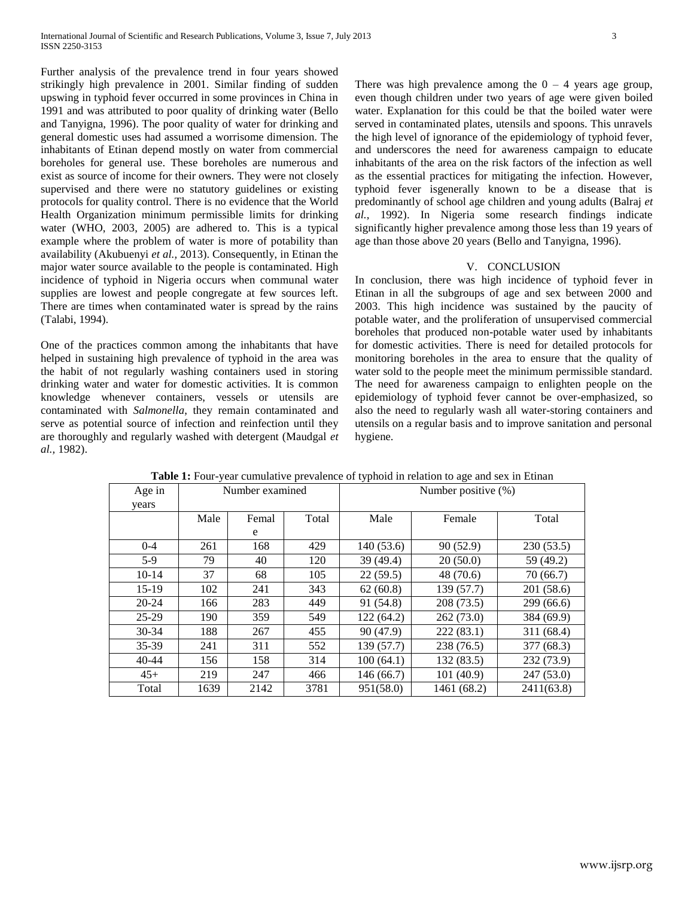Further analysis of the prevalence trend in four years showed strikingly high prevalence in 2001. Similar finding of sudden upswing in typhoid fever occurred in some provinces in China in 1991 and was attributed to poor quality of drinking water (Bello and Tanyigna, 1996). The poor quality of water for drinking and general domestic uses had assumed a worrisome dimension. The inhabitants of Etinan depend mostly on water from commercial boreholes for general use. These boreholes are numerous and exist as source of income for their owners. They were not closely supervised and there were no statutory guidelines or existing protocols for quality control. There is no evidence that the World Health Organization minimum permissible limits for drinking water (WHO, 2003, 2005) are adhered to. This is a typical example where the problem of water is more of potability than availability (Akubuenyi *et al.,* 2013). Consequently, in Etinan the major water source available to the people is contaminated. High incidence of typhoid in Nigeria occurs when communal water supplies are lowest and people congregate at few sources left. There are times when contaminated water is spread by the rains (Talabi, 1994).

One of the practices common among the inhabitants that have helped in sustaining high prevalence of typhoid in the area was the habit of not regularly washing containers used in storing drinking water and water for domestic activities. It is common knowledge whenever containers, vessels or utensils are contaminated with *Salmonella*, they remain contaminated and serve as potential source of infection and reinfection until they are thoroughly and regularly washed with detergent (Maudgal *et al.,* 1982).

There was high prevalence among the 0 – 4 years age group, even though children under two years of age were given boiled water. Explanation for this could be that the boiled water were served in contaminated plates, utensils and spoons. This unravels the high level of ignorance of the epidemiology of typhoid fever, and underscores the need for awareness campaign to educate inhabitants of the area on the risk factors of the infection as well as the essential practices for mitigating the infection. However, typhoid fever isgenerally known to be a disease that is predominantly of school age children and young adults (Balraj *et al.,* 1992). In Nigeria some research findings indicate significantly higher prevalence among those less than 19 years of age than those above 20 years (Bello and Tanyigna, 1996).

## V. CONCLUSION

In conclusion, there was high incidence of typhoid fever in Etinan in all the subgroups of age and sex between 2000 and 2003. This high incidence was sustained by the paucity of potable water, and the proliferation of unsupervised commercial boreholes that produced non-potable water used by inhabitants for domestic activities. There is need for detailed protocols for monitoring boreholes in the area to ensure that the quality of water sold to the people meet the minimum permissible standard. The need for awareness campaign to enlighten people on the epidemiology of typhoid fever cannot be over-emphasized, so also the need to regularly wash all water-storing containers and utensils on a regular basis and to improve sanitation and personal hygiene.

**Table 1:** Four-year cumulative prevalence of typhoid in relation to age and sex in Etinan

| Age in years | Number examined | | | Number positive (%) | | |
|---|---|---|---|---|---|---|
| | Male | Female | Total | Male | Female | Total |
| 0-4 | 261 | 168 | 429 | 140 (53.6) | 90 (52.9) | 230 (53.5) |
| 5-9 | 79 | 40 | 120 | 39 (49.4) | 20 (50.0) | 59 (49.2) |
| 10-14 | 37 | 68 | 105 | 22 (59.5) | 48 (70.6) | 70 (66.7) |
| 15-19 | 102 | 241 | 343 | 62 (60.8) | 139 (57.7) | 201 (58.6) |
| 20-24 | 166 | 283 | 449 | 91 (54.8) | 208 (73.5) | 299 (66.6) |
| 25-29 | 190 | 359 | 549 | 122 (64.2) | 262 (73.0) | 384 (69.9) |
| 30-34 | 188 | 267 | 455 | 90 (47.9) | 222 (83.1) | 311 (68.4) |
| 35-39 | 241 | 311 | 552 | 139 (57.7) | 238 (76.5) | 377 (68.3) |
| 40-44 | 156 | 158 | 314 | 100 (64.1) | 132 (83.5) | 232 (73.9) |
| 45+ | 219 | 247 | 466 | 146 (66.7) | 101 (40.9) | 247 (53.0) |
| Total | 1639 | 2142 | 3781 | 951(58.0) | 1461 (68.2) | 2411(63.8) |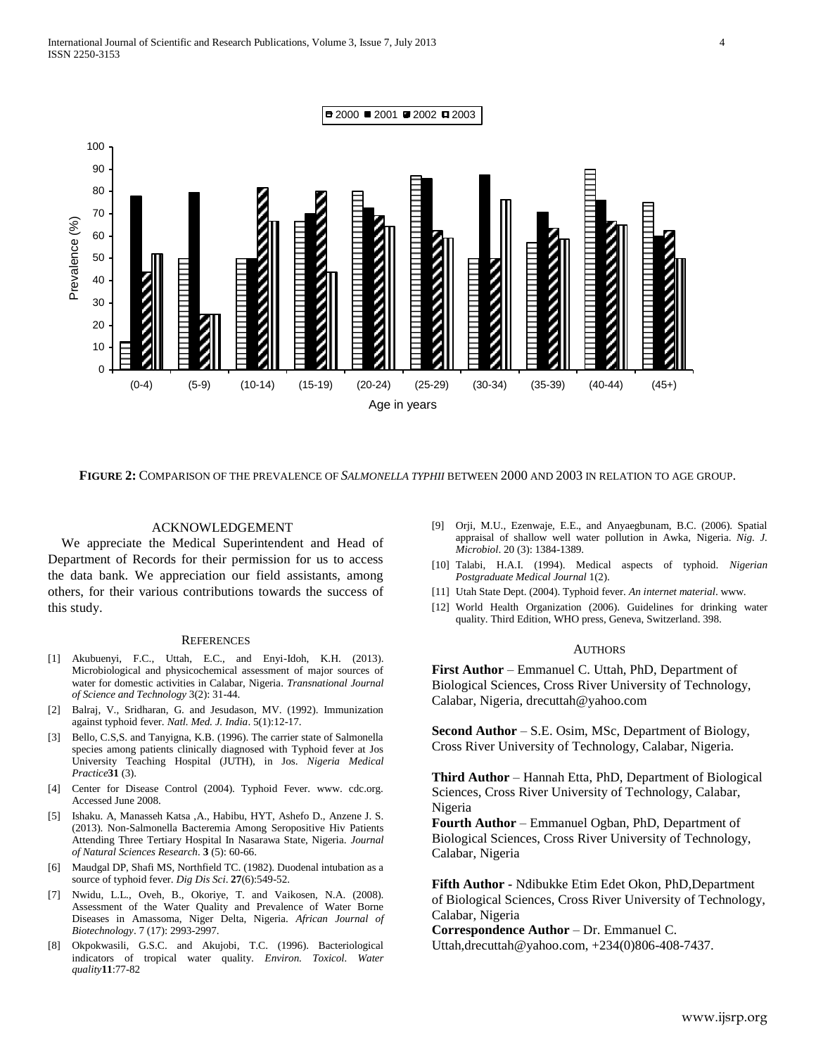2000 2001 2002 2003

100
90
80
70
60
50
40
30
20
10
0

Prevalence (%)

(0-4) (5-9) (10-14) (15-19) (20-24) (25-29) (30-34) (35-39) (40-44) (45+)

Age in years

**FIGURE 2:** COMPARISON OF THE PREVALENCE OF *SALMONELLA TYPHII* BETWEEN 2000 AND 2003 IN RELATION TO AGE GROUP.

## ACKNOWLEDGEMENT

We appreciate the Medical Superintendent and Head of Department of Records for their permission for us to access the data bank. We appreciation our field assistants, among others, for their various contributions towards the success of this study.

## REFERENCES

[1] Akubuenyi, F.C., Uttah, E.C., and Enyi-Idoh, K.H. (2013). Microbiological and physicochemical assessment of major sources of water for domestic activities in Calabar, Nigeria. *Transnational Journal of Science and Technology* 3(2): 31-44.

[2] Balraj, V., Sridharan, G. and Jesudason, MV. (1992). Immunization against typhoid fever. *Natl. Med. J. India*. 5(1):12-17.

[3] Bello, C.S,S. and Tanyigna, K.B. (1996). The carrier state of Salmonella species among patients clinically diagnosed with Typhoid fever at Jos University Teaching Hospital (JUTH), in Jos. *Nigeria Medical Practice***31** (3).

[4] Center for Disease Control (2004). Typhoid Fever. www. cdc.org. Accessed June 2008.

[5] Ishaku. A, Manasseh Katsa ,A., Habibu, HYT, Ashefo D., Anzene J. S. (2013). Non-Salmonella Bacteremia Among Seropositive Hiv Patients Attending Three Tertiary Hospital In Nasarawa State, Nigeria. *Journal of Natural Sciences Research*. **3** (5): 60-66.

[6] Maudgal DP, Shafi MS, Northfield TC. (1982). Duodenal intubation as a source of typhoid fever. *Dig Dis Sci*. **27**(6):549-52.

[7] Nwidu, L.L., Oveh, B., Okoriye, T. and Vaikosen, N.A. (2008). Assessment of the Water Quality and Prevalence of Water Borne Diseases in Amassoma, Niger Delta, Nigeria. *African Journal of Biotechnology*. 7 (17): 2993-2997.

[8] Okpokwasili, G.S.C. and Akujobi, T.C. (1996). Bacteriological indicators of tropical water quality. *Environ. Toxicol. Water quality***11**:77-82

[9] Orji, M.U., Ezenwaje, E.E., and Anyaegbunam, B.C. (2006). Spatial appraisal of shallow well water pollution in Awka, Nigeria. *Nig. J. Microbiol*. 20 (3): 1384-1389.

[10] Talabi, H.A.I. (1994). Medical aspects of typhoid. *Nigerian Postgraduate Medical Journal* 1(2).

[11] Utah State Dept. (2004). Typhoid fever. *An internet material*. www.

[12] World Health Organization (2006). Guidelines for drinking water quality. Third Edition, WHO press, Geneva, Switzerland. 398.

## AUTHORS

**First Author** – Emmanuel C. Uttah, PhD, Department of Biological Sciences, Cross River University of Technology, Calabar, Nigeria, drecuttah@yahoo.com

**Second Author** – S.E. Osim, MSc, Department of Biology, Cross River University of Technology, Calabar, Nigeria.

**Third Author** – Hannah Etta, PhD, Department of Biological Sciences, Cross River University of Technology, Calabar, Nigeria

**Fourth Author** – Emmanuel Ogban, PhD, Department of Biological Sciences, Cross River University of Technology, Calabar, Nigeria

**Fifth Author** - Ndibukke Etim Edet Okon, PhD,Department of Biological Sciences, Cross River University of Technology, Calabar, Nigeria

**Correspondence Author** – Dr. Emmanuel C. Uttah,drecuttah@yahoo.com, +234(0)806-408-7437.